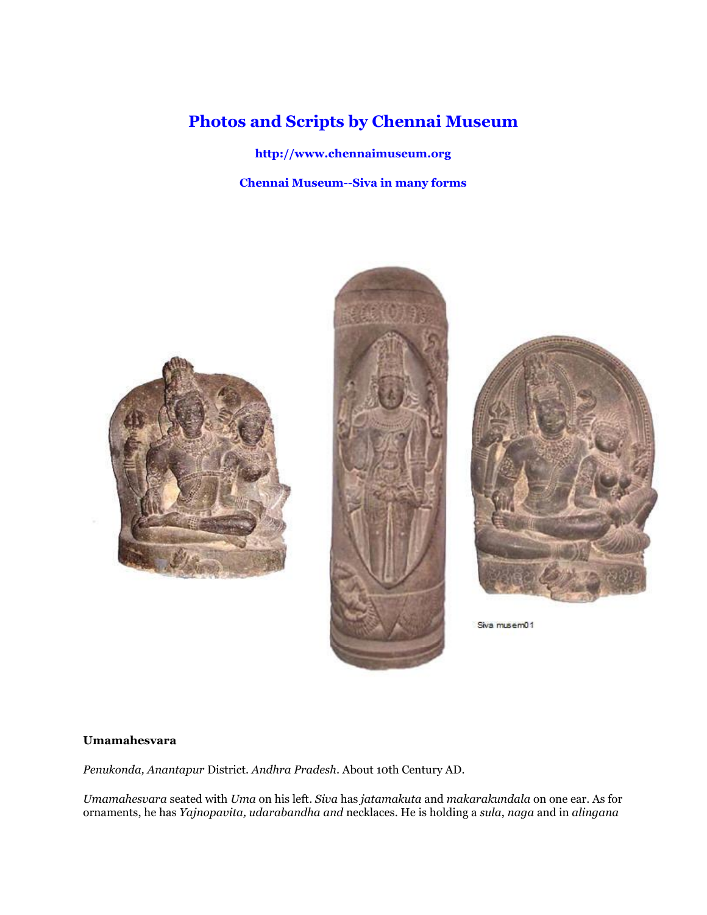# Photos and Scripts by Chennai Museum

**http://www.chennaimuseum.org**

**Chennai Museum--Siva in many forms**

Siva musem01

**Umamahesvara**

*Penukonda, Anantapur* District. *Andhra Pradesh*. About 10th Century AD.

*Umamahesvara* seated with *Uma* on his left. *Siva* has *jatamakuta* and *makarakundala* on one ear. As for ornaments, he has *Yajnopavita, udarabandha and* necklaces. He is holding a *sula*, *naga* and in *alingana*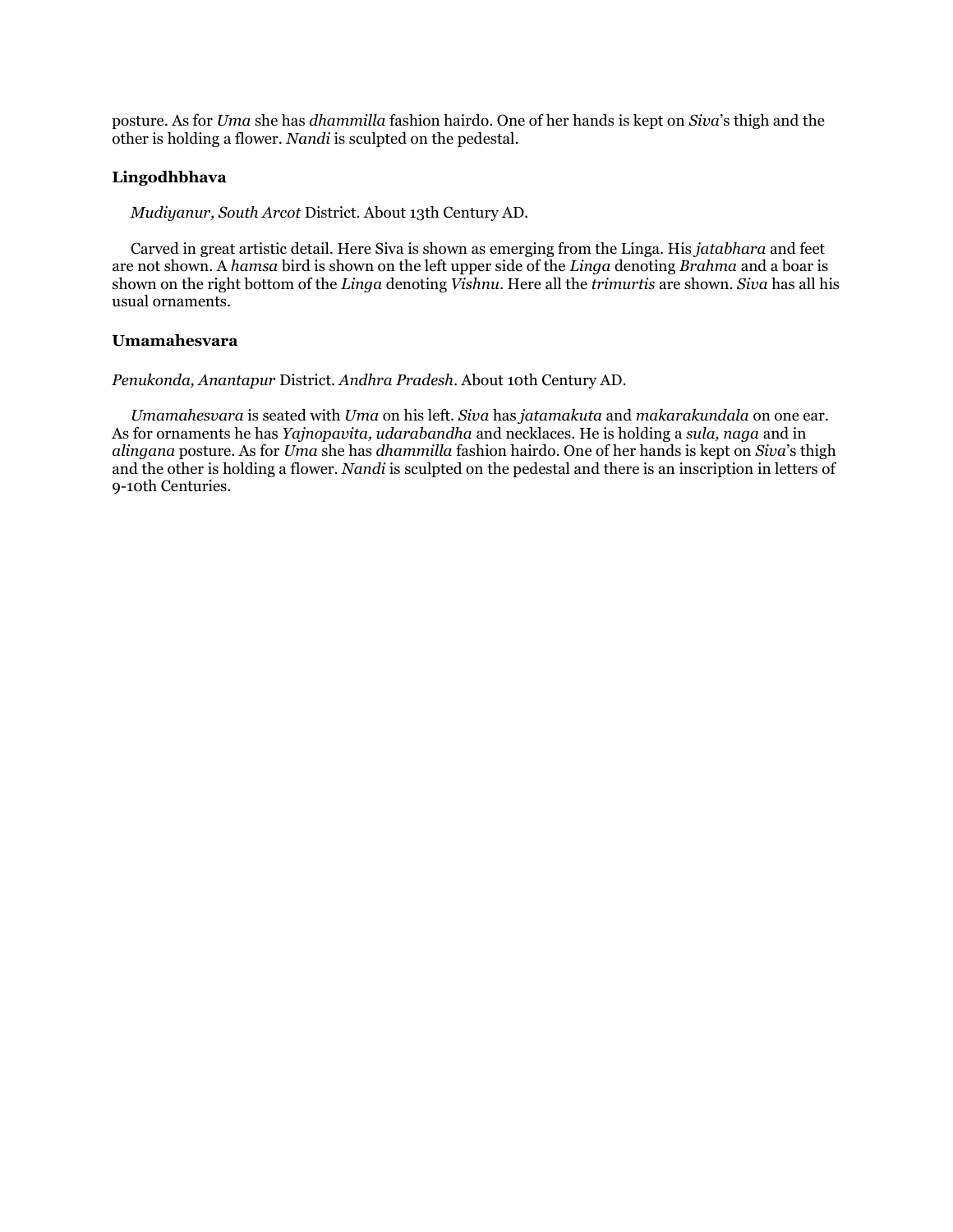posture. As for *Uma* she has *dhammilla* fashion hairdo. One of her hands is kept on *Siva*'s thigh and the other is holding a flower. *Nandi* is sculpted on the pedestal.

### Lingodhbhava

*Mudiyanur, South Arcot* District. About 13th Century AD.

Carved in great artistic detail. Here Siva is shown as emerging from the Linga. His *jatabhara* and feet are not shown. A *hamsa* bird is shown on the left upper side of the *Linga* denoting *Brahma* and a boar is shown on the right bottom of the *Linga* denoting *Vishnu*. Here all the *trimurtis* are shown. *Siva* has all his usual ornaments.

### Umamahesvara

*Penukonda, Anantapur* District. *Andhra Pradesh*. About 10th Century AD.

*Umamahesvara* is seated with *Uma* on his left. *Siva* has *jatamakuta* and *makarakundala* on one ear. As for ornaments he has *Yajnopavita, udarabandha* and necklaces. He is holding a *sula, naga* and in *alingana* posture. As for *Uma* she has *dhammilla* fashion hairdo. One of her hands is kept on *Siva*'s thigh and the other is holding a flower. *Nandi* is sculpted on the pedestal and there is an inscription in letters of 9-10th Centuries.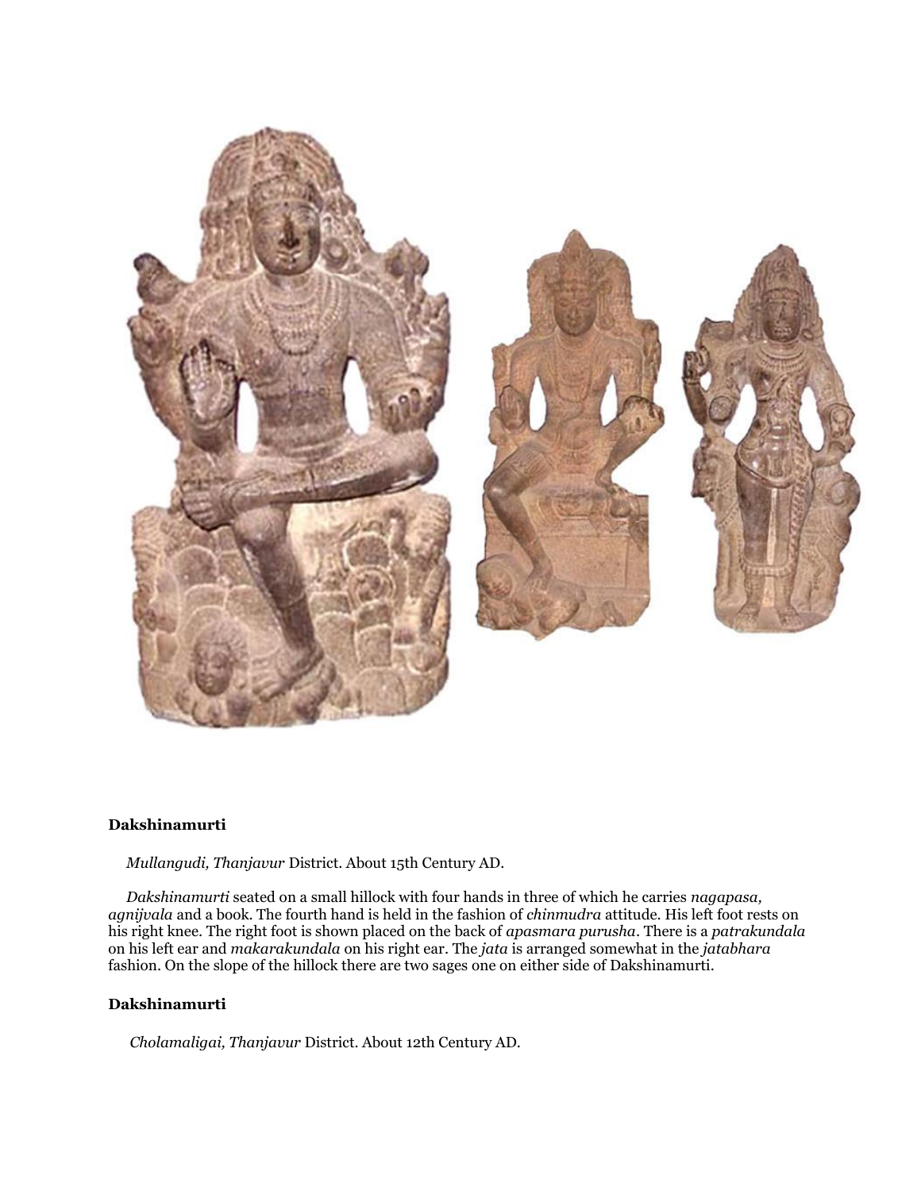**Dakshinamurti**

*Mullangudi, Thanjavur* District. About 15th Century AD.

*Dakshinamurti* seated on a small hillock with four hands in three of which he carries *nagapasa, agnijvala* and a book. The fourth hand is held in the fashion of *chinmudra* attitude. His left foot rests on his right knee. The right foot is shown placed on the back of *apasmara purusha*. There is a *patrakundala* on his left ear and *makarakundala* on his right ear. The *jata* is arranged somewhat in the *jatabhara* fashion. On the slope of the hillock there are two sages one on either side of Dakshinamurti.

**Dakshinamurti**

*Cholamaligai, Thanjavur* District. About 12th Century AD.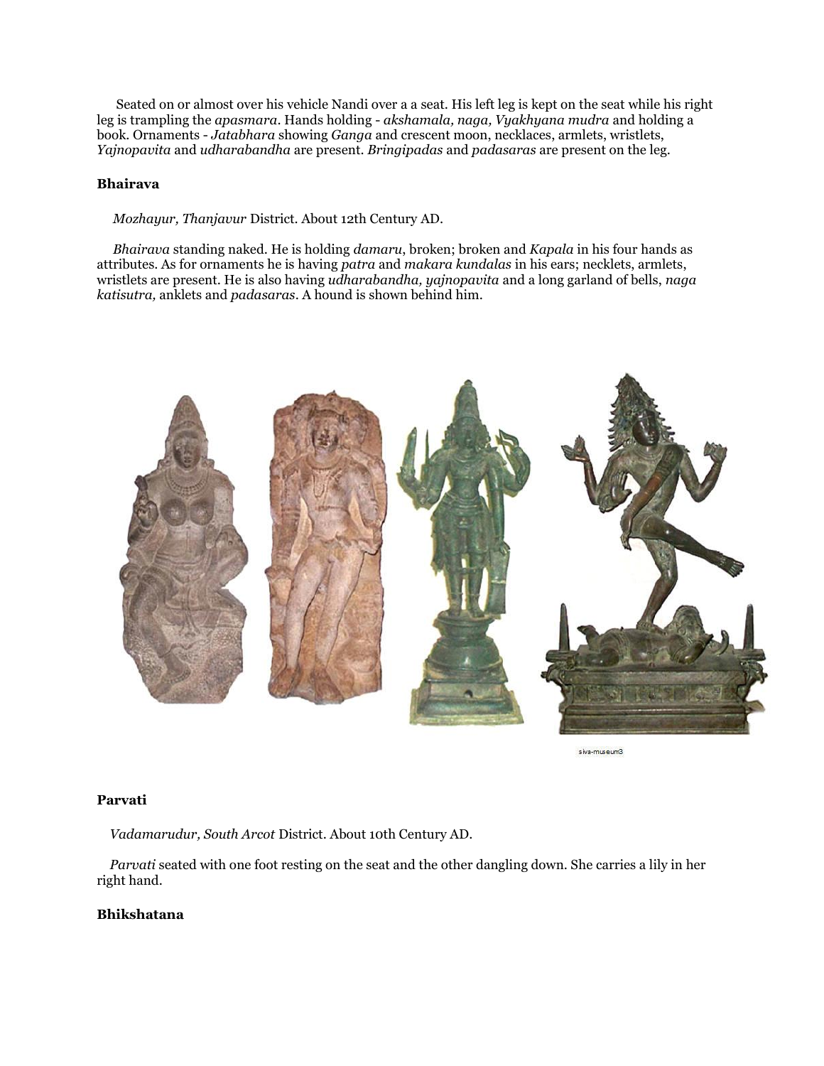Seated on or almost over his vehicle Nandi over a a seat. His left leg is kept on the seat while his right leg is trampling the *apasmara*. Hands holding - *akshamala, naga, Vyakhyana mudra* and holding a book. Ornaments - *Jatabhara* showing *Ganga* and crescent moon, necklaces, armlets, wristlets, *Yajnopavita* and *udharabandha* are present. *Bringipadas* and *padasaras* are present on the leg.

**Bhairava**

*Mozhayur, Thanjavur* District. About 12th Century AD.

*Bhairava* standing naked. He is holding *damaru*, broken; broken and *Kapala* in his four hands as attributes. As for ornaments he is having *patra* and *makara kundalas* in his ears; necklets, armlets, wristlets are present. He is also having *udharabandha, yajnopavita* and a long garland of bells, *naga katisutra,* anklets and *padasaras*. A hound is shown behind him.

siva-museum3

**Parvati**

*Vadamarudur, South Arcot* District. About 10th Century AD.

*Parvati* seated with one foot resting on the seat and the other dangling down. She carries a lily in her right hand.

**Bhikshatana**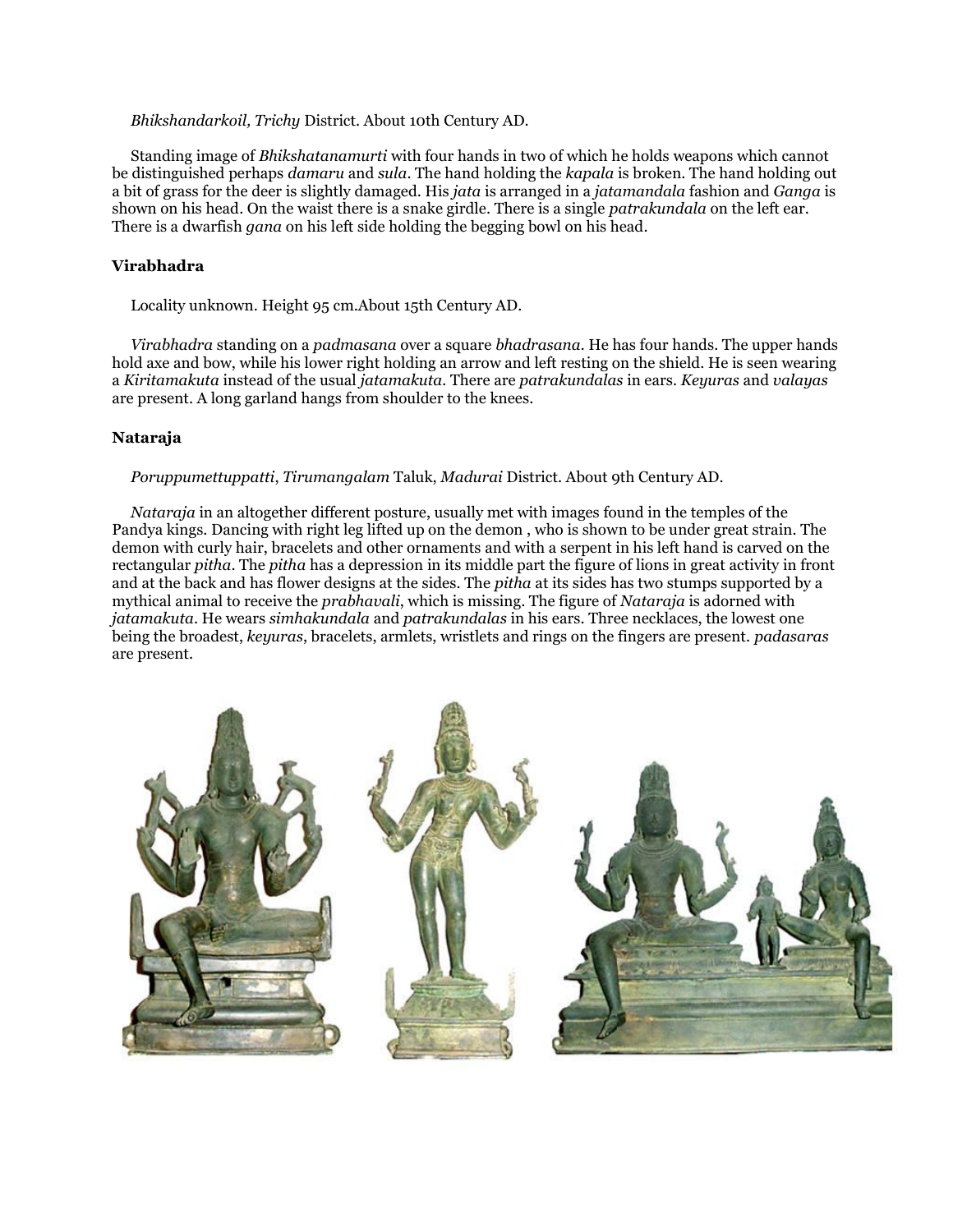*Bhikshandarkoil, Trichy* District. About 10th Century AD.

Standing image of *Bhikshatanamurti* with four hands in two of which he holds weapons which cannot be distinguished perhaps *damaru* and *sula*. The hand holding the *kapala* is broken. The hand holding out a bit of grass for the deer is slightly damaged. His *jata* is arranged in a *jatamandala* fashion and *Ganga* is shown on his head. On the waist there is a snake girdle. There is a single *patrakundala* on the left ear. There is a dwarfish *gana* on his left side holding the begging bowl on his head.

### Virabhadra

Locality unknown. Height 95 cm.About 15th Century AD.

*Virabhadra* standing on a *padmasana* over a square *bhadrasana*. He has four hands. The upper hands hold axe and bow, while his lower right holding an arrow and left resting on the shield. He is seen wearing a *Kiritamakuta* instead of the usual *jatamakuta*. There are *patrakundalas* in ears. *Keyuras* and *valayas* are present. A long garland hangs from shoulder to the knees.

### Nataraja

*Poruppumettuppatti*, *Tirumangalam* Taluk, *Madurai* District. About 9th Century AD.

*Nataraja* in an altogether different posture, usually met with images found in the temples of the Pandya kings. Dancing with right leg lifted up on the demon , who is shown to be under great strain. The demon with curly hair, bracelets and other ornaments and with a serpent in his left hand is carved on the rectangular *pitha*. The *pitha* has a depression in its middle part the figure of lions in great activity in front and at the back and has flower designs at the sides. The *pitha* at its sides has two stumps supported by a mythical animal to receive the *prabhavali*, which is missing. The figure of *Nataraja* is adorned with *jatamakuta*. He wears *simhakundala* and *patrakundalas* in his ears. Three necklaces, the lowest one being the broadest, *keyuras*, bracelets, armlets, wristlets and rings on the fingers are present. *padasaras* are present.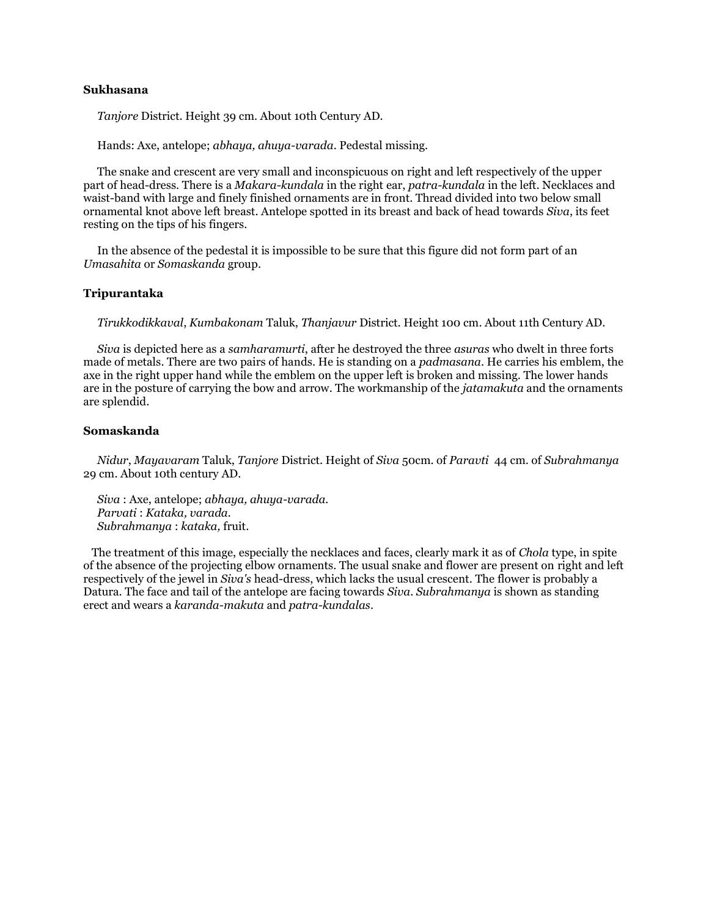### Sukhasana

*Tanjore* District. Height 39 cm. About 10th Century AD.

Hands: Axe, antelope; *abhaya, ahuya-varada*. Pedestal missing.

The snake and crescent are very small and inconspicuous on right and left respectively of the upper part of head-dress. There is a *Makara-kundala* in the right ear, *patra-kundala* in the left. Necklaces and waist-band with large and finely finished ornaments are in front. Thread divided into two below small ornamental knot above left breast. Antelope spotted in its breast and back of head towards *Siva*, its feet resting on the tips of his fingers.

In the absence of the pedestal it is impossible to be sure that this figure did not form part of an *Umasahita* or *Somaskanda* group.

### Tripurantaka

*Tirukkodikkaval*, *Kumbakonam* Taluk, *Thanjavur* District. Height 100 cm. About 11th Century AD.

*Siva* is depicted here as a *samharamurti*, after he destroyed the three *asuras* who dwelt in three forts made of metals. There are two pairs of hands. He is standing on a *padmasana*. He carries his emblem, the axe in the right upper hand while the emblem on the upper left is broken and missing. The lower hands are in the posture of carrying the bow and arrow. The workmanship of the *jatamakuta* and the ornaments are splendid.

### Somaskanda

*Nidur*, *Mayavaram* Taluk, *Tanjore* District. Height of *Siva* 50cm. of *Paravti* 44 cm. of *Subrahmanya* 29 cm. About 10th century AD.

*Siva* : Axe, antelope; *abhaya, ahuya-varada.*
*Parvati* : *Kataka, varada.*
*Subrahmanya* : *kataka,* fruit.

The treatment of this image, especially the necklaces and faces, clearly mark it as of *Chola* type, in spite of the absence of the projecting elbow ornaments. The usual snake and flower are present on right and left respectively of the jewel in *Siva's* head-dress, which lacks the usual crescent. The flower is probably a Datura. The face and tail of the antelope are facing towards *Siva*. *Subrahmanya* is shown as standing erect and wears a *karanda-makuta* and *patra-kundalas*.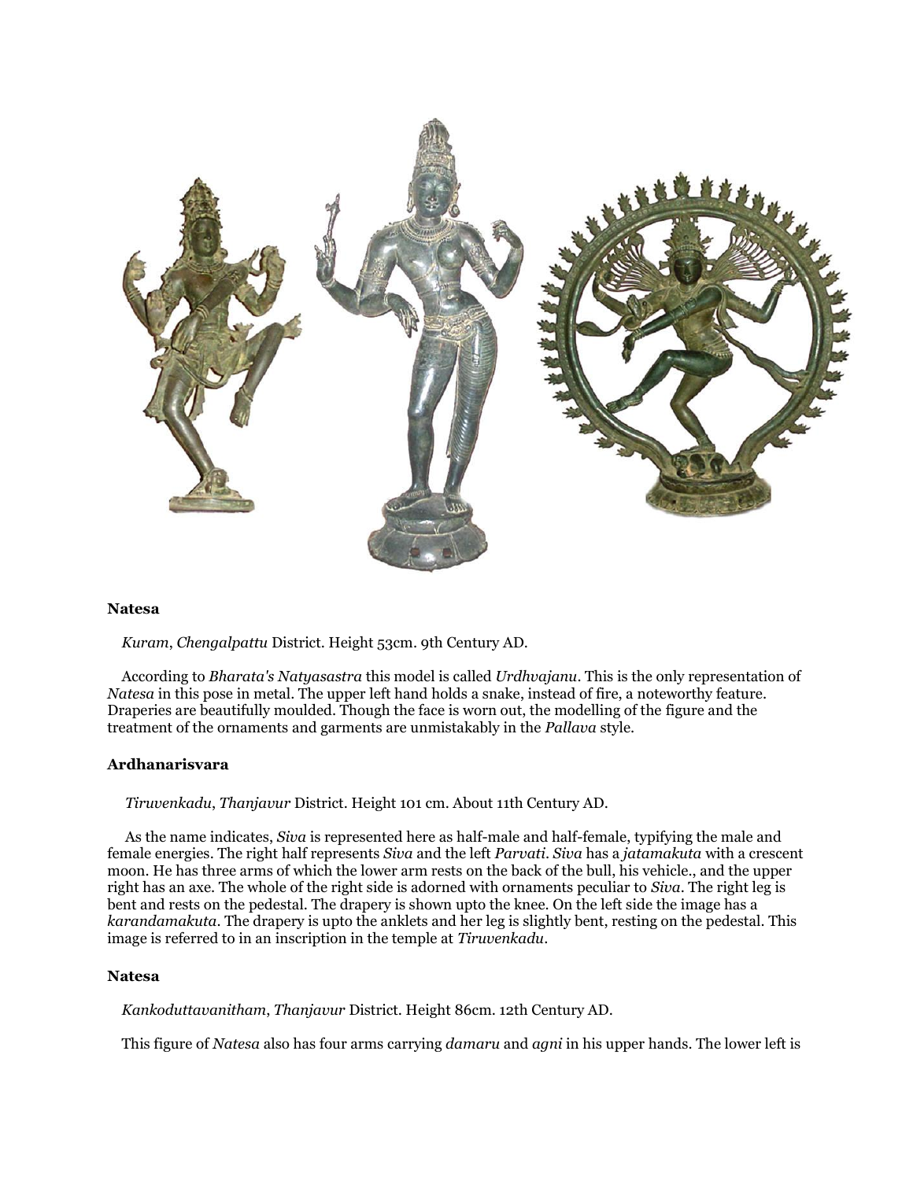**Natesa**

*Kuram*, *Chengalpattu* District. Height 53cm. 9th Century AD.

According to *Bharata's Natyasastra* this model is called *Urdhvajanu*. This is the only representation of *Natesa* in this pose in metal. The upper left hand holds a snake, instead of fire, a noteworthy feature. Draperies are beautifully moulded. Though the face is worn out, the modelling of the figure and the treatment of the ornaments and garments are unmistakably in the *Pallava* style.

**Ardhanarisvara**

*Tiruvenkadu*, *Thanjavur* District. Height 101 cm. About 11th Century AD.

As the name indicates, *Siva* is represented here as half-male and half-female, typifying the male and female energies. The right half represents *Siva* and the left *Parvati*. *Siva* has a *jatamakuta* with a crescent moon. He has three arms of which the lower arm rests on the back of the bull, his vehicle., and the upper right has an axe. The whole of the right side is adorned with ornaments peculiar to *Siva*. The right leg is bent and rests on the pedestal. The drapery is shown upto the knee. On the left side the image has a *karandamakuta*. The drapery is upto the anklets and her leg is slightly bent, resting on the pedestal. This image is referred to in an inscription in the temple at *Tiruvenkadu*.

**Natesa**

*Kankoduttavanitham*, *Thanjavur* District. Height 86cm. 12th Century AD.

This figure of *Natesa* also has four arms carrying *damaru* and *agni* in his upper hands. The lower left is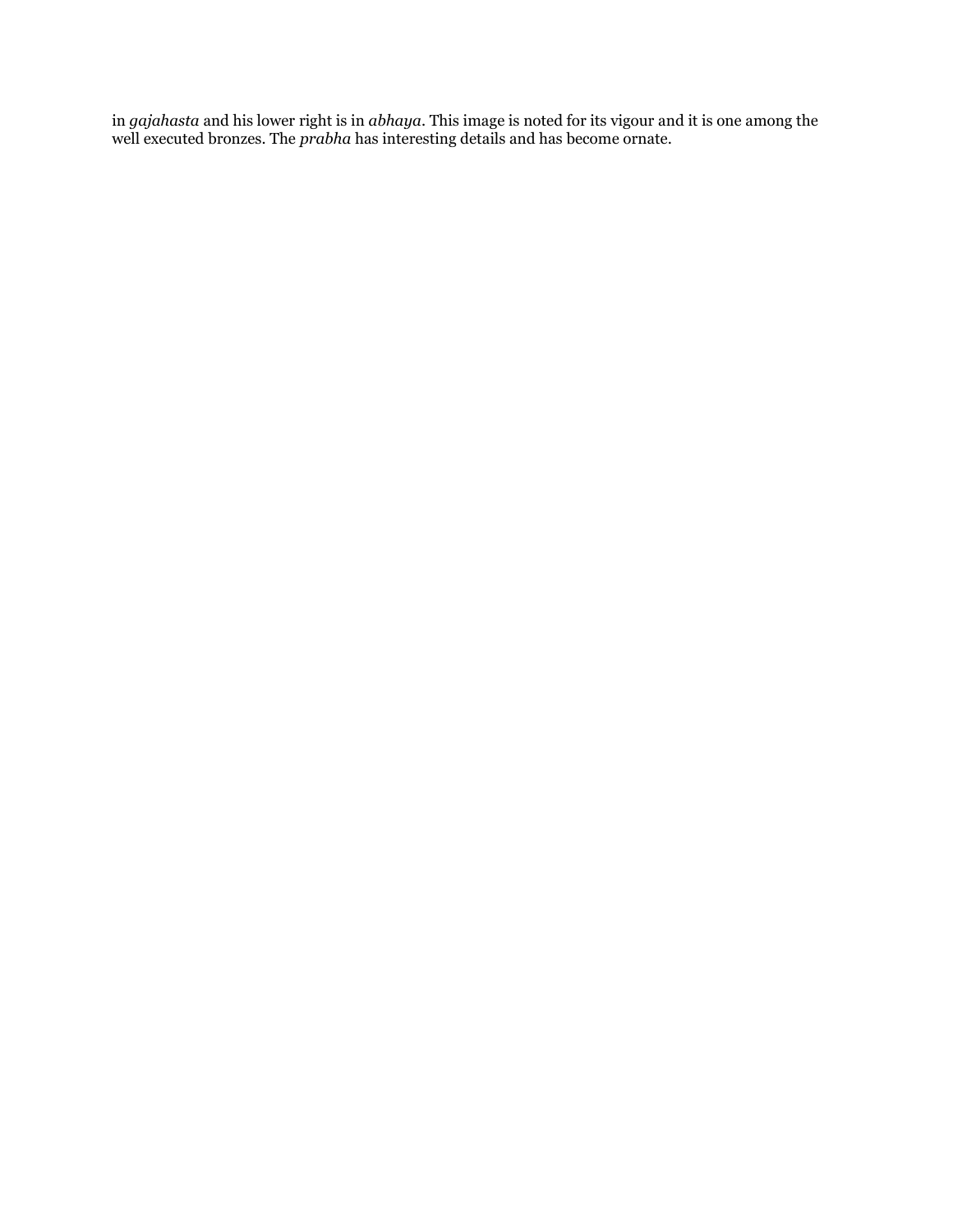in *gajahasta* and his lower right is in *abhaya*. This image is noted for its vigour and it is one among the well executed bronzes. The *prabha* has interesting details and has become ornate.